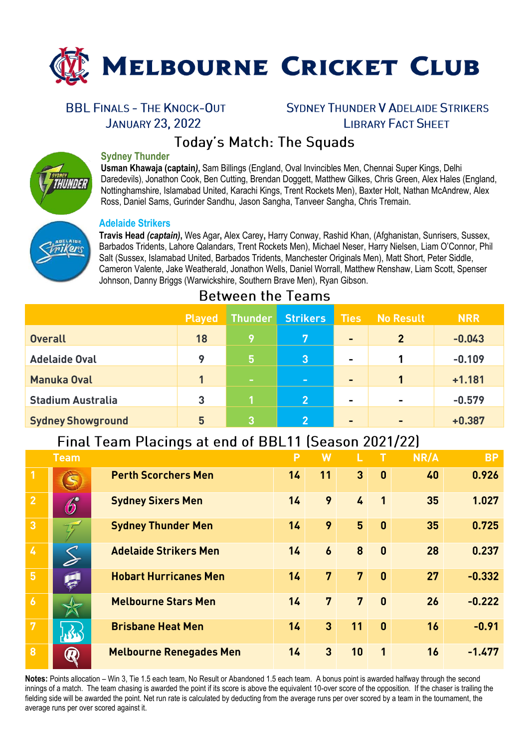# Melbourne Cricket Club

BBL Finals - The Knock-Out
January 23, 2022

Sydney Thunder v Adelaide Strikers
Library Fact Sheet

## Today's Match: The Squads

### Sydney Thunder

**Usman Khawaja (captain)**, Sam Billings (England, Oval Invincibles Men, Chennai Super Kings, Delhi Daredevils), Jonathon Cook, Ben Cutting, Brendan Doggett, Matthew Gilkes, Chris Green, Alex Hales (England, Nottinghamshire, Islamabad United, Karachi Kings, Trent Rockets Men), Baxter Holt, Nathan McAndrew, Alex Ross, Daniel Sams, Gurinder Sandhu, Jason Sangha, Tanveer Sangha, Chris Tremain.

### Adelaide Strikers

**Travis Head *(captain)*,** Wes Agar, Alex Carey, Harry Conway, Rashid Khan, (Afghanistan, Sunrisers, Sussex, Barbados Tridents, Lahore Qalandars, Trent Rockets Men), Michael Neser, Harry Nielsen, Liam O'Connor, Phil Salt (Sussex, Islamabad United, Barbados Tridents, Manchester Originals Men), Matt Short, Peter Siddle, Cameron Valente, Jake Weatherald, Jonathon Wells, Daniel Worrall, Matthew Renshaw, Liam Scott, Spenser Johnson, Danny Briggs (Warwickshire, Southern Brave Men), Ryan Gibson.

## Between the Teams

| | Played | Thunder | Strikers | Ties | No Result | NRR |
|---|---|---|---|---|---|---|
| Overall | 18 | 9 | 7 | - | 2 | -0.043 |
| Adelaide Oval | 9 | 5 | 3 | - | 1 | -0.109 |
| Manuka Oval | 1 | - | - | - | 1 | +1.181 |
| Stadium Australia | 3 | 1 | 2 | - | - | -0.579 |
| Sydney Showground | 5 | 3 | 2 | - | - | +0.387 |

## Final Team Placings at end of BBL11 (Season 2021/22)

| | Team | P | W | L | T | NR/A | BP |
|---|---|---|---|---|---|---|---|
| 1 | Perth Scorchers Men | 14 | 11 | 3 | 0 | 40 | 0.926 |
| 2 | Sydney Sixers Men | 14 | 9 | 4 | 1 | 35 | 1.027 |
| 3 | Sydney Thunder Men | 14 | 9 | 5 | 0 | 35 | 0.725 |
| 4 | Adelaide Strikers Men | 14 | 6 | 8 | 0 | 28 | 0.237 |
| 5 | Hobart Hurricanes Men | 14 | 7 | 7 | 0 | 27 | -0.332 |
| 6 | Melbourne Stars Men | 14 | 7 | 7 | 0 | 26 | -0.222 |
| 7 | Brisbane Heat Men | 14 | 3 | 11 | 0 | 16 | -0.91 |
| 8 | Melbourne Renegades Men | 14 | 3 | 10 | 1 | 16 | -1.477 |

**Notes:** Points allocation – Win 3, Tie 1.5 each team, No Result or Abandoned 1.5 each team. A bonus point is awarded halfway through the second innings of a match. The team chasing is awarded the point if its score is above the equivalent 10-over score of the opposition. If the chaser is trailing the fielding side will be awarded the point. Net run rate is calculated by deducting from the average runs per over scored by a team in the tournament, the average runs per over scored against it.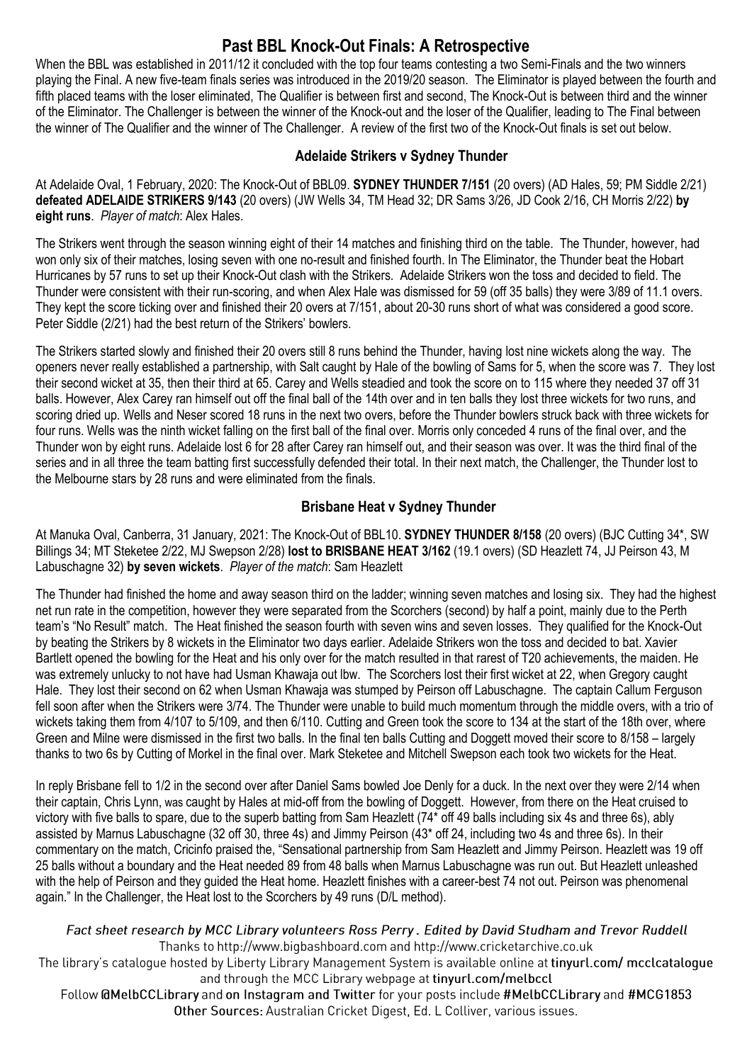# Past BBL Knock-Out Finals: A Retrospective

When the BBL was established in 2011/12 it concluded with the top four teams contesting a two Semi-Finals and the two winners playing the Final. A new five-team finals series was introduced in the 2019/20 season. The Eliminator is played between the fourth and fifth placed teams with the loser eliminated, The Qualifier is between first and second, The Knock-Out is between third and the winner of the Eliminator. The Challenger is between the winner of the Knock-out and the loser of the Qualifier, leading to The Final between the winner of The Qualifier and the winner of The Challenger. A review of the first two of the Knock-Out finals is set out below.

### Adelaide Strikers v Sydney Thunder

At Adelaide Oval, 1 February, 2020: The Knock-Out of BBL09. **SYDNEY THUNDER 7/151** (20 overs) (AD Hales, 59; PM Siddle 2/21) **defeated ADELAIDE STRIKERS 9/143** (20 overs) (JW Wells 34, TM Head 32; DR Sams 3/26, JD Cook 2/16, CH Morris 2/22) **by eight runs**. *Player of match*: Alex Hales.

The Strikers went through the season winning eight of their 14 matches and finishing third on the table. The Thunder, however, had won only six of their matches, losing seven with one no-result and finished fourth. In The Eliminator, the Thunder beat the Hobart Hurricanes by 57 runs to set up their Knock-Out clash with the Strikers. Adelaide Strikers won the toss and decided to field. The Thunder were consistent with their run-scoring, and when Alex Hale was dismissed for 59 (off 35 balls) they were 3/89 of 11.1 overs. They kept the score ticking over and finished their 20 overs at 7/151, about 20-30 runs short of what was considered a good score. Peter Siddle (2/21) had the best return of the Strikers' bowlers.

The Strikers started slowly and finished their 20 overs still 8 runs behind the Thunder, having lost nine wickets along the way. The openers never really established a partnership, with Salt caught by Hale of the bowling of Sams for 5, when the score was 7. They lost their second wicket at 35, then their third at 65. Carey and Wells steadied and took the score on to 115 where they needed 37 off 31 balls. However, Alex Carey ran himself out off the final ball of the 14th over and in ten balls they lost three wickets for two runs, and scoring dried up. Wells and Neser scored 18 runs in the next two overs, before the Thunder bowlers struck back with three wickets for four runs. Wells was the ninth wicket falling on the first ball of the final over. Morris only conceded 4 runs of the final over, and the Thunder won by eight runs. Adelaide lost 6 for 28 after Carey ran himself out, and their season was over. It was the third final of the series and in all three the team batting first successfully defended their total. In their next match, the Challenger, the Thunder lost to the Melbourne stars by 28 runs and were eliminated from the finals.

### Brisbane Heat v Sydney Thunder

At Manuka Oval, Canberra, 31 January, 2021: The Knock-Out of BBL10. **SYDNEY THUNDER 8/158** (20 overs) (BJC Cutting 34*, SW Billings 34; MT Steketee 2/22, MJ Swepson 2/28) **lost to BRISBANE HEAT 3/162** (19.1 overs) (SD Heazlett 74, JJ Peirson 43, M Labuschagne 32) **by seven wickets**. *Player of the match*: Sam Heazlett

The Thunder had finished the home and away season third on the ladder; winning seven matches and losing six. They had the highest net run rate in the competition, however they were separated from the Scorchers (second) by half a point, mainly due to the Perth team's "No Result" match. The Heat finished the season fourth with seven wins and seven losses. They qualified for the Knock-Out by beating the Strikers by 8 wickets in the Eliminator two days earlier. Adelaide Strikers won the toss and decided to bat. Xavier Bartlett opened the bowling for the Heat and his only over for the match resulted in that rarest of T20 achievements, the maiden. He was extremely unlucky to not have had Usman Khawaja out lbw. The Scorchers lost their first wicket at 22, when Gregory caught Hale. They lost their second on 62 when Usman Khawaja was stumped by Peirson off Labuschagne. The captain Callum Ferguson fell soon after when the Strikers were 3/74. The Thunder were unable to build much momentum through the middle overs, with a trio of wickets taking them from 4/107 to 5/109, and then 6/110. Cutting and Green took the score to 134 at the start of the 18th over, where Green and Milne were dismissed in the first two balls. In the final ten balls Cutting and Doggett moved their score to 8/158 – largely thanks to two 6s by Cutting of Morkel in the final over. Mark Steketee and Mitchell Swepson each took two wickets for the Heat.

In reply Brisbane fell to 1/2 in the second over after Daniel Sams bowled Joe Denly for a duck. In the next over they were 2/14 when their captain, Chris Lynn, was caught by Hales at mid-off from the bowling of Doggett. However, from there on the Heat cruised to victory with five balls to spare, due to the superb batting from Sam Heazlett (74* off 49 balls including six 4s and three 6s), ably assisted by Marnus Labuschagne (32 off 30, three 4s) and Jimmy Peirson (43* off 24, including two 4s and three 6s). In their commentary on the match, Cricinfo praised the, "Sensational partnership from Sam Heazlett and Jimmy Peirson. Heazlett was 19 off 25 balls without a boundary and the Heat needed 89 from 48 balls when Marnus Labuschagne was run out. But Heazlett unleashed with the help of Peirson and they guided the Heat home. Heazlett finishes with a career-best 74 not out. Peirson was phenomenal again." In the Challenger, the Heat lost to the Scorchers by 49 runs (D/L method).

*Fact sheet research by MCC Library volunteers Ross Perry . Edited by David Studham and Trevor Ruddell*

Thanks to http://www.bigbashboard.com and http://www.cricketarchive.co.uk

The library's catalogue hosted by Liberty Library Management System is available online at **tinyurl.com/ mcclcatalogue** and through the MCC Library webpage at **tinyurl.com/melbccl**

Follow **@MelbCCLibrary** and **on Instagram and Twitter** for your posts include **#MelbCCLibrary** and **#MCG1853**

**Other Sources:** Australian Cricket Digest, Ed. L Colliver, various issues.